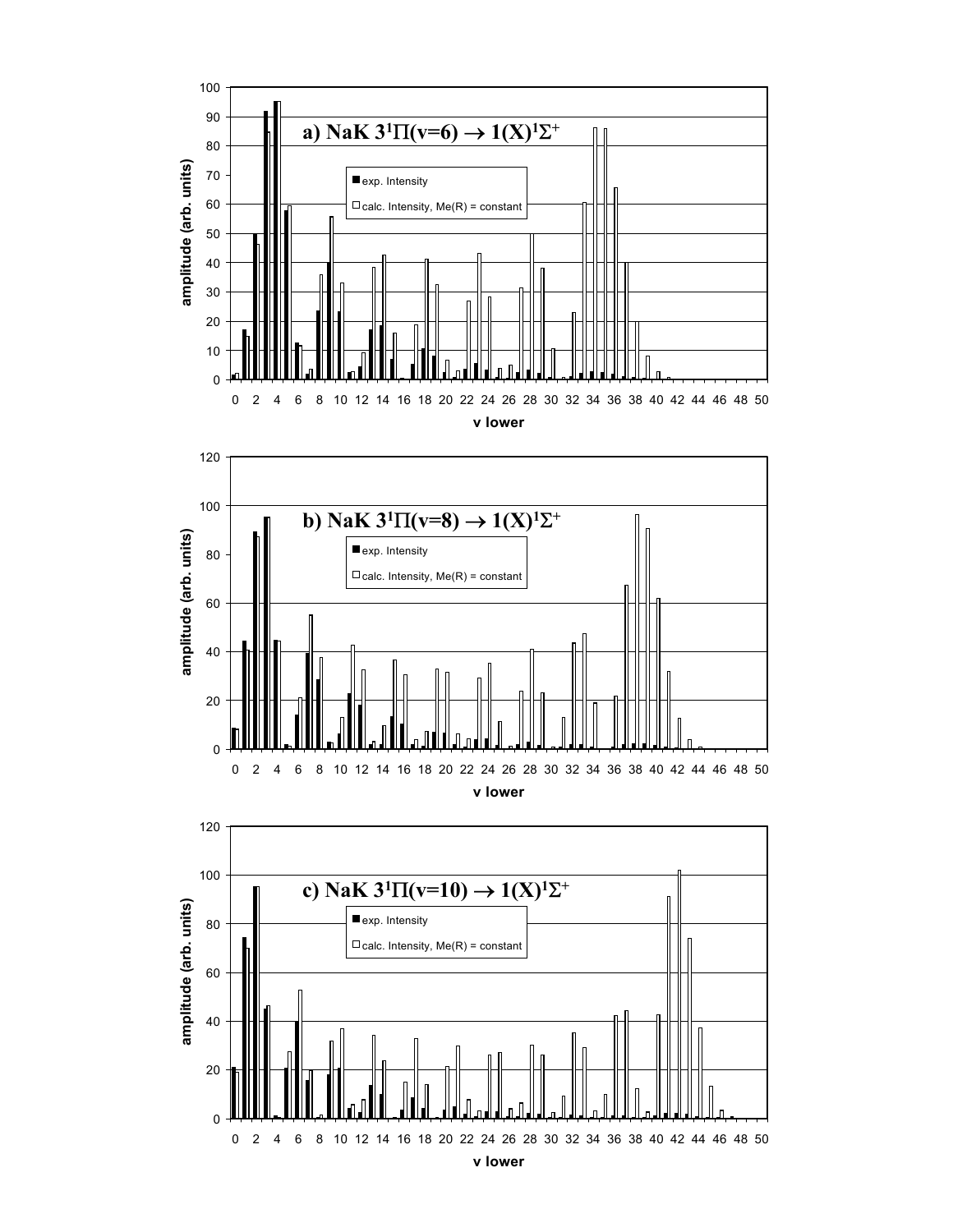**a) NaK $3^1\Pi(v=6) \rightarrow 1(X)^1\Sigma^+$**

- exp. Intensity
- calc. Intensity, Me(R) = constant

amplitude (arb. units)

v lower

**b) NaK $3^1\Pi(v=8) \rightarrow 1(X)^1\Sigma^+$**

- exp. Intensity
- calc. Intensity, Me(R) = constant

amplitude (arb. units)

v lower

**c) NaK $3^1\Pi(v=10) \rightarrow 1(X)^1\Sigma^+$**

- exp. Intensity
- calc. Intensity, Me(R) = constant

amplitude (arb. units)

v lower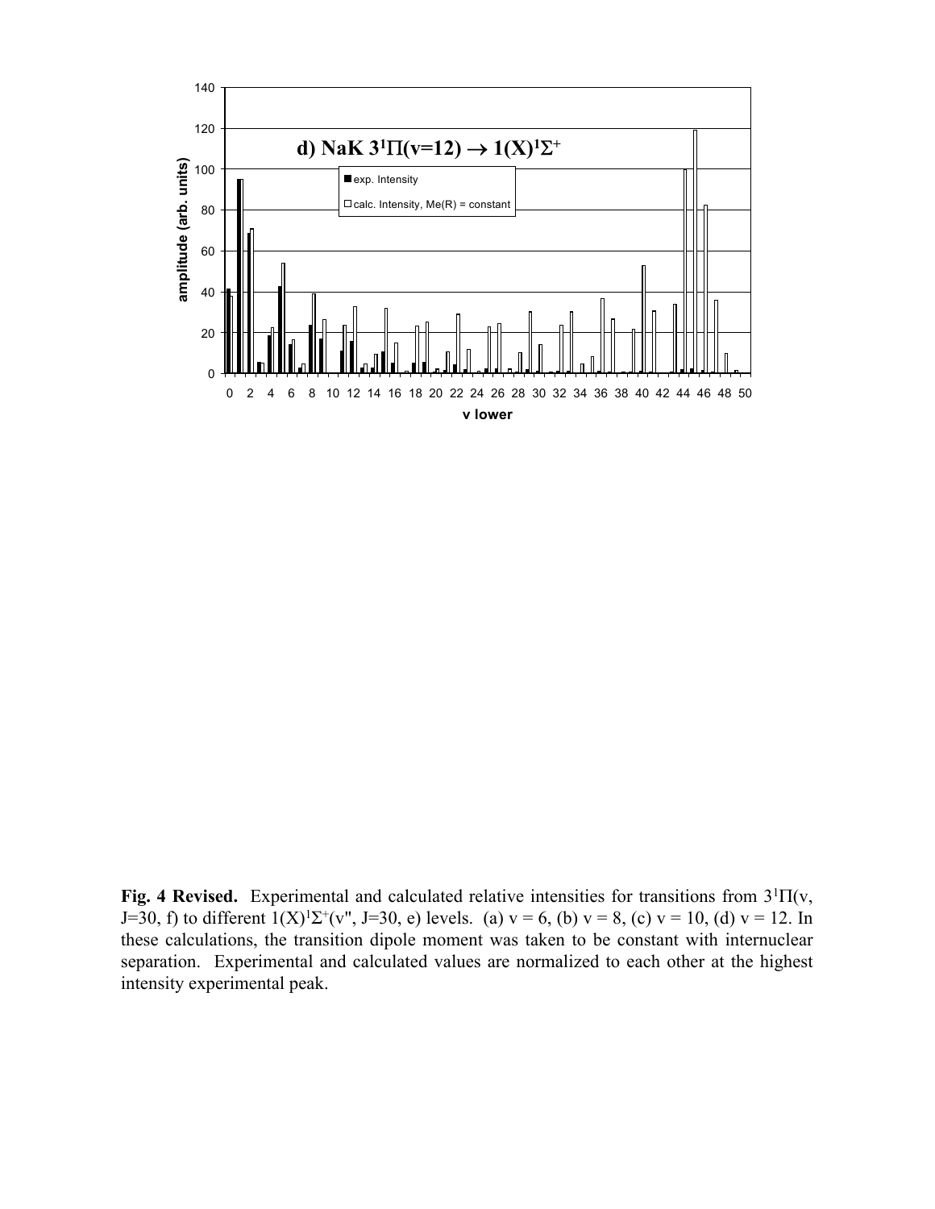**Fig. 4 Revised.** Experimental and calculated relative intensities for transitions from $3^1\Pi$(v, J=30, f) to different $1(X)^1\Sigma^+$(v", J=30, e) levels. (a) v = 6, (b) v = 8, (c) v = 10, (d) v = 12. In these calculations, the transition dipole moment was taken to be constant with internuclear separation. Experimental and calculated values are normalized to each other at the highest intensity experimental peak.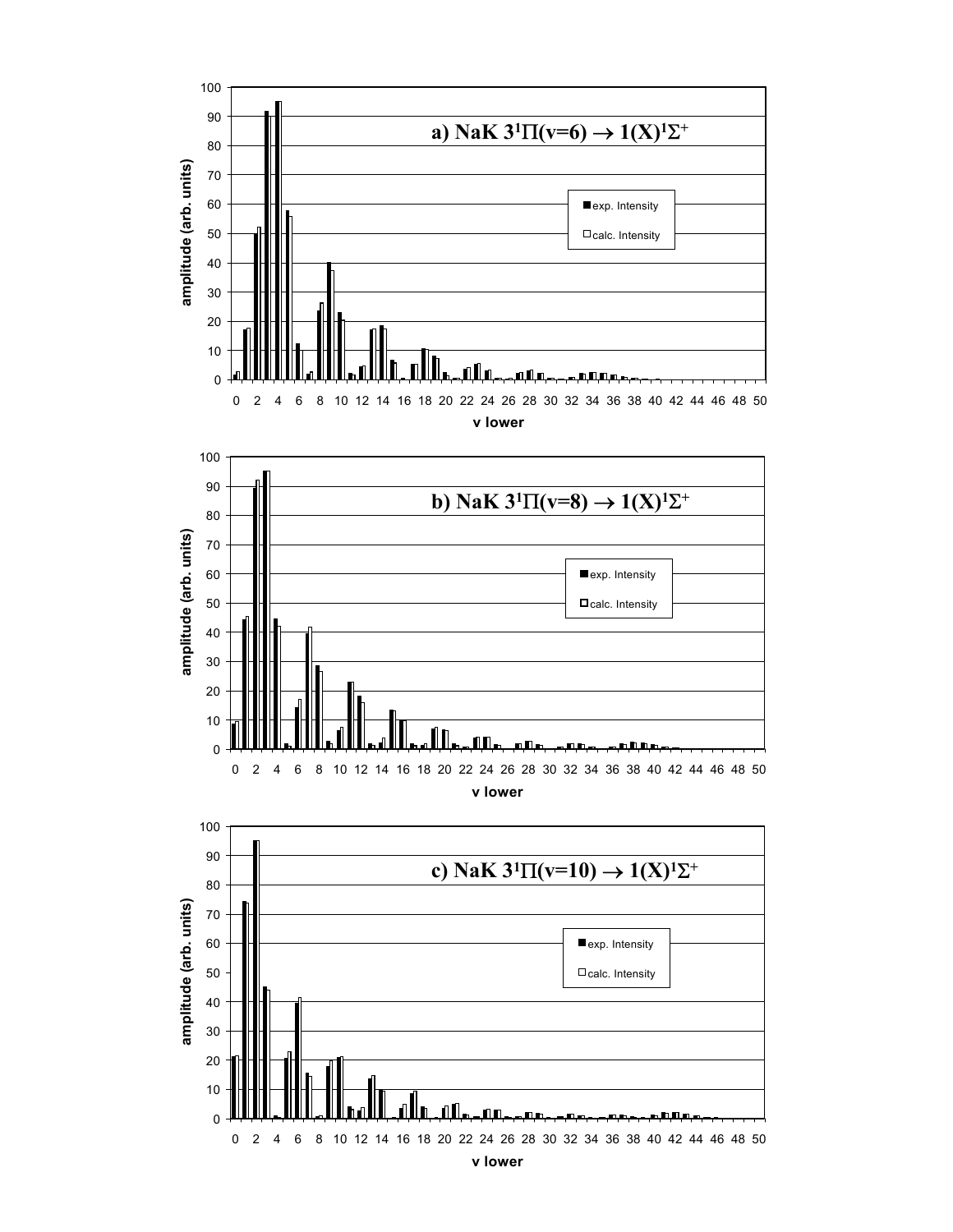a) NaK $3^1\Pi(v=6) \rightarrow 1(X)^1\Sigma^+$

b) NaK $3^1\Pi(v=8) \rightarrow 1(X)^1\Sigma^+$

c) NaK $3^1\Pi(v=10) \rightarrow 1(X)^1\Sigma^+$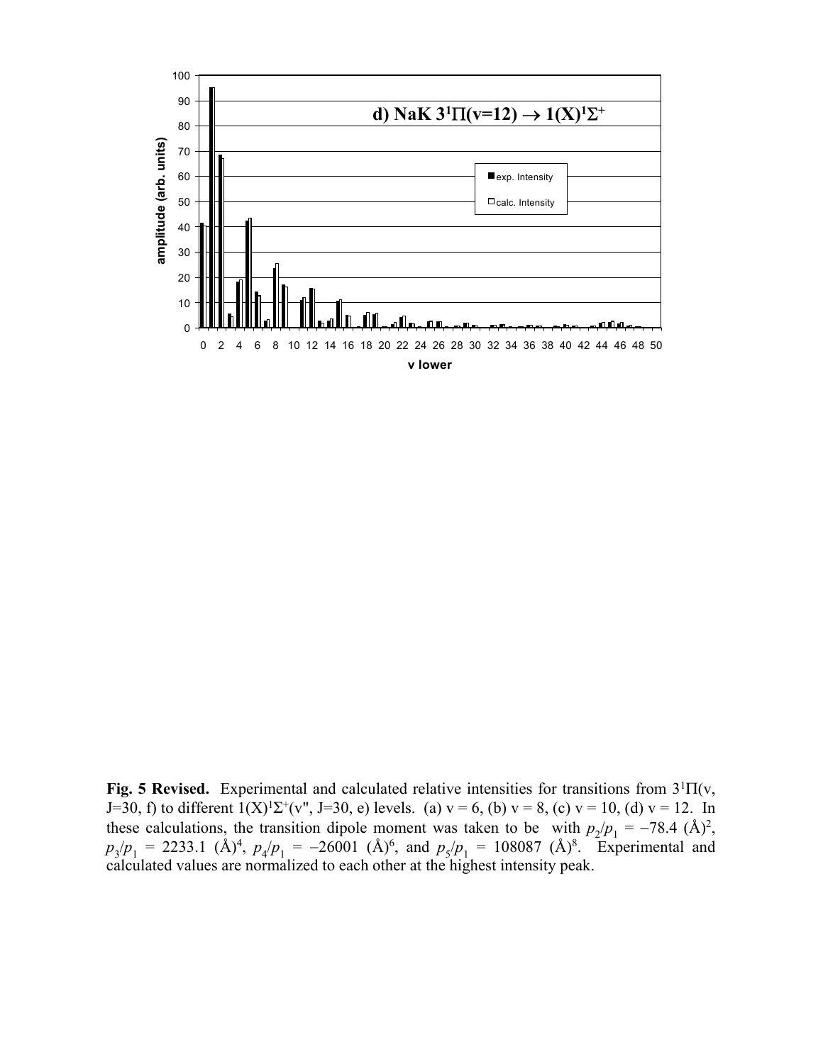d) NaK $3^1\Pi$(v=12) → $1(X)^1\Sigma^+$

amplitude (arb. units)

100
90
80
70
60
50
40
30
20
10
0

0 2 4 6 8 10 12 14 16 18 20 22 24 26 28 30 32 34 36 38 40 42 44 46 48 50

v lower

exp. Intensity

calc. Intensity

**Fig. 5 Revised.** Experimental and calculated relative intensities for transitions from $3^1\Pi$(v, J=30, f) to different $1(X)^1\Sigma^+$(v", J=30, e) levels. (a) v = 6, (b) v = 8, (c) v = 10, (d) v = 12. In these calculations, the transition dipole moment was taken to be with $p_2/p_1$ = −78.4 (Å)$^2$, $p_3/p_1$ = 2233.1 (Å)$^4$, $p_4/p_1$ = −26001 (Å)$^6$, and $p_5/p_1$ = 108087 (Å)$^8$. Experimental and calculated values are normalized to each other at the highest intensity peak.